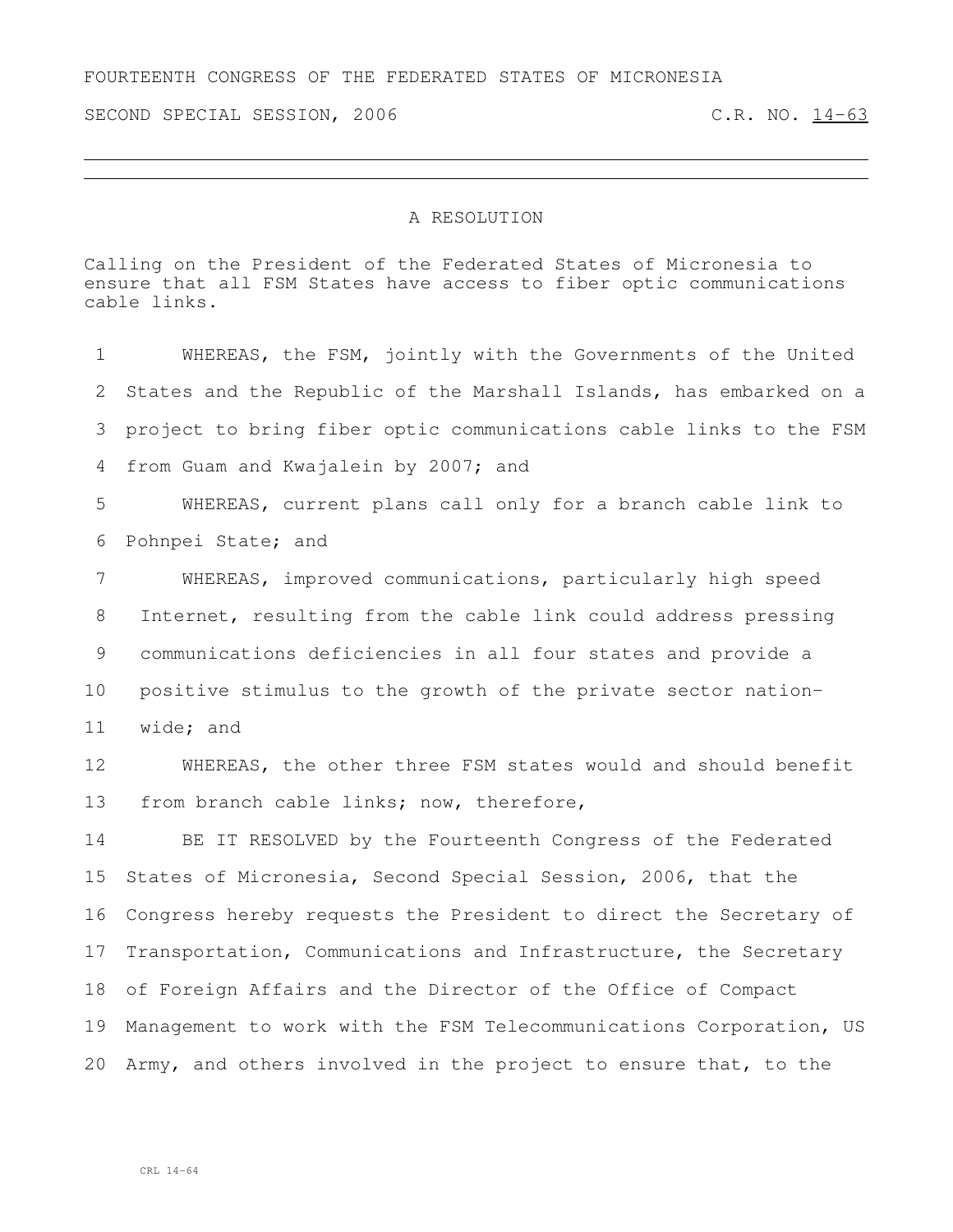FOURTEENTH CONGRESS OF THE FEDERATED STATES OF MICRONESIA

SECOND SPECIAL SESSION, 2006 C.R. NO. 14-63

# A RESOLUTION

Calling on the President of the Federated States of Micronesia to ensure that all FSM States have access to fiber optic communications cable links.

WHEREAS, the FSM, jointly with the Governments of the United States and the Republic of the Marshall Islands, has embarked on a project to bring fiber optic communications cable links to the FSM from Guam and Kwajalein by 2007; and

WHEREAS, current plans call only for a branch cable link to Pohnpei State; and

WHEREAS, improved communications, particularly high speed Internet, resulting from the cable link could address pressing communications deficiencies in all four states and provide a positive stimulus to the growth of the private sector nation-wide; and

WHEREAS, the other three FSM states would and should benefit from branch cable links; now, therefore,

BE IT RESOLVED by the Fourteenth Congress of the Federated States of Micronesia, Second Special Session, 2006, that the Congress hereby requests the President to direct the Secretary of Transportation, Communications and Infrastructure, the Secretary of Foreign Affairs and the Director of the Office of Compact Management to work with the FSM Telecommunications Corporation, US Army, and others involved in the project to ensure that, to the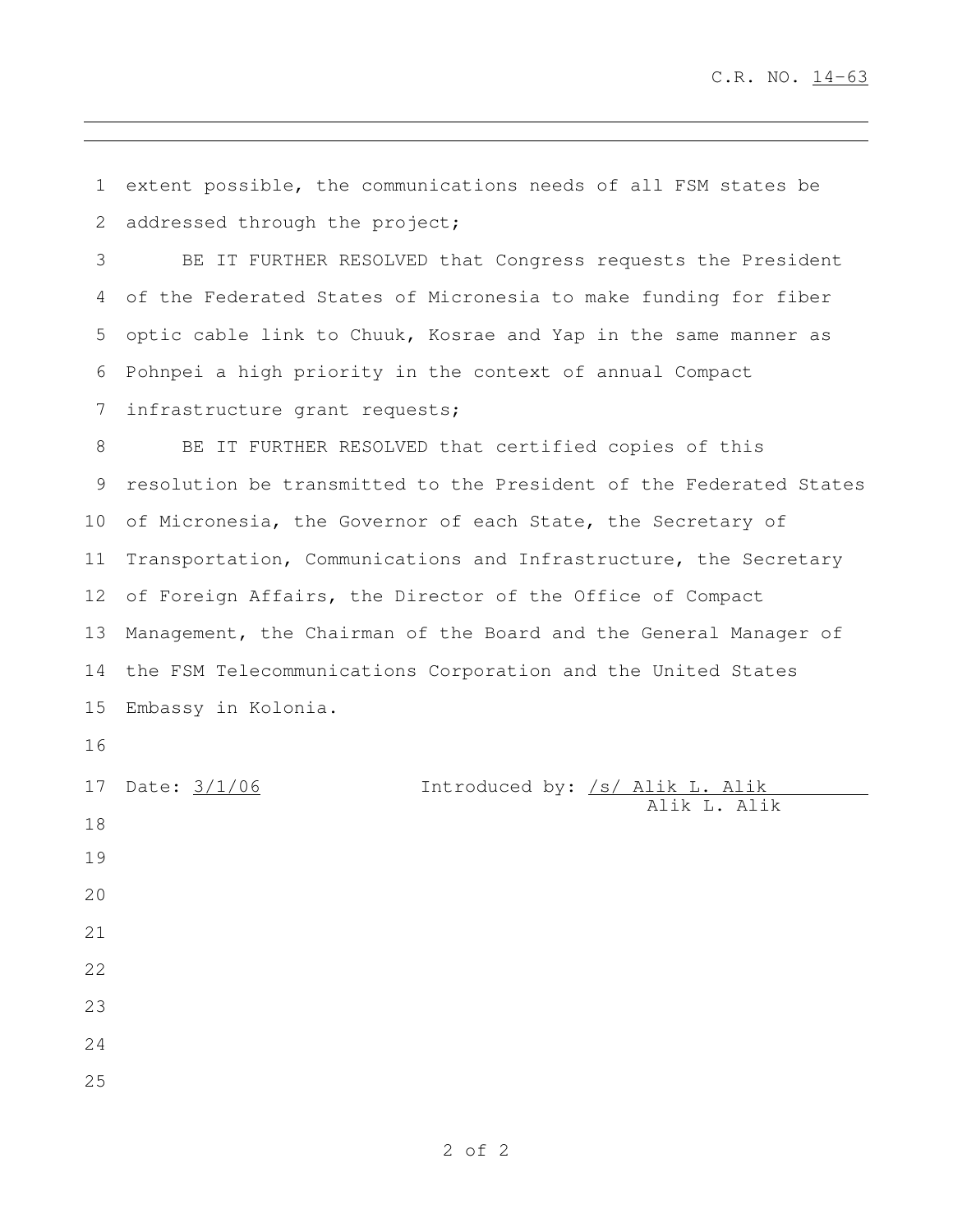extent possible, the communications needs of all FSM states be addressed through the project;

BE IT FURTHER RESOLVED that Congress requests the President of the Federated States of Micronesia to make funding for fiber optic cable link to Chuuk, Kosrae and Yap in the same manner as Pohnpei a high priority in the context of annual Compact infrastructure grant requests;

BE IT FURTHER RESOLVED that certified copies of this resolution be transmitted to the President of the Federated States of Micronesia, the Governor of each State, the Secretary of Transportation, Communications and Infrastructure, the Secretary of Foreign Affairs, the Director of the Office of Compact Management, the Chairman of the Board and the General Manager of the FSM Telecommunications Corporation and the United States Embassy in Kolonia.

Date: 3/1/06

Introduced by: /s/ Alik L. Alik
Alik L. Alik